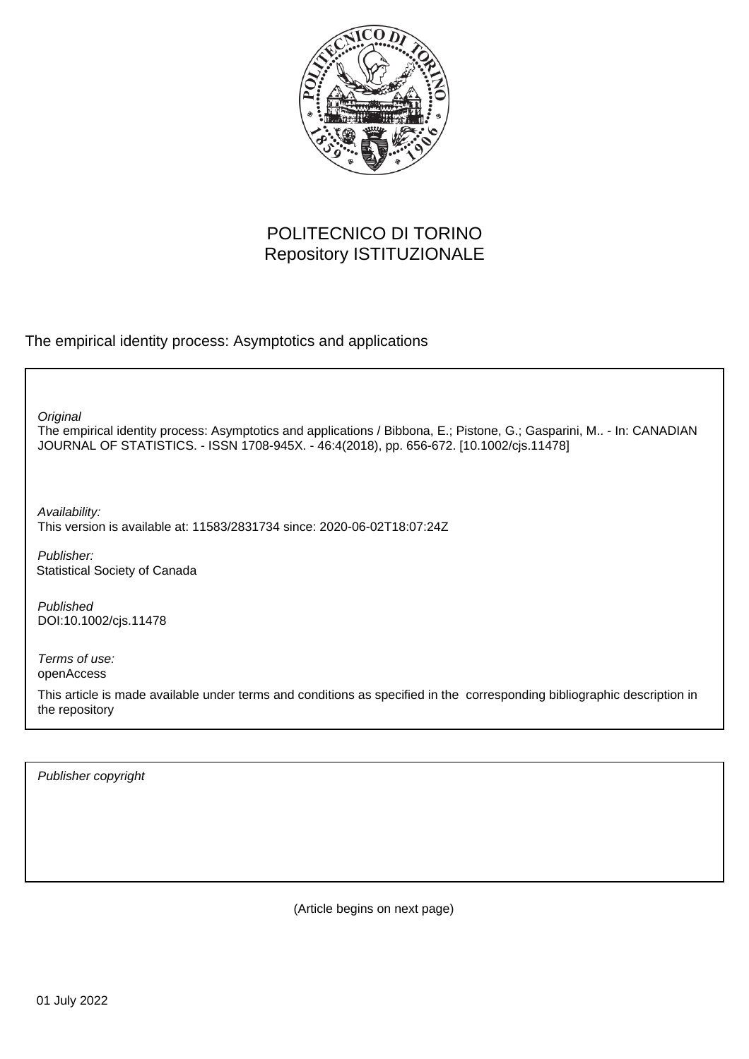POLITECNICO DI TORINO
Repository ISTITUZIONALE

The empirical identity process: Asymptotics and applications

*Original*
The empirical identity process: Asymptotics and applications / Bibbona, E.; Pistone, G.; Gasparini, M.. - In: CANADIAN JOURNAL OF STATISTICS. - ISSN 1708-945X. - 46:4(2018), pp. 656-672. [10.1002/cjs.11478]

*Availability:*
This version is available at: 11583/2831734 since: 2020-06-02T18:07:24Z

*Publisher:*
Statistical Society of Canada

*Published*
DOI:10.1002/cjs.11478

*Terms of use:*
openAccess

This article is made available under terms and conditions as specified in the corresponding bibliographic description in the repository

*Publisher copyright*

(Article begins on next page)

01 July 2022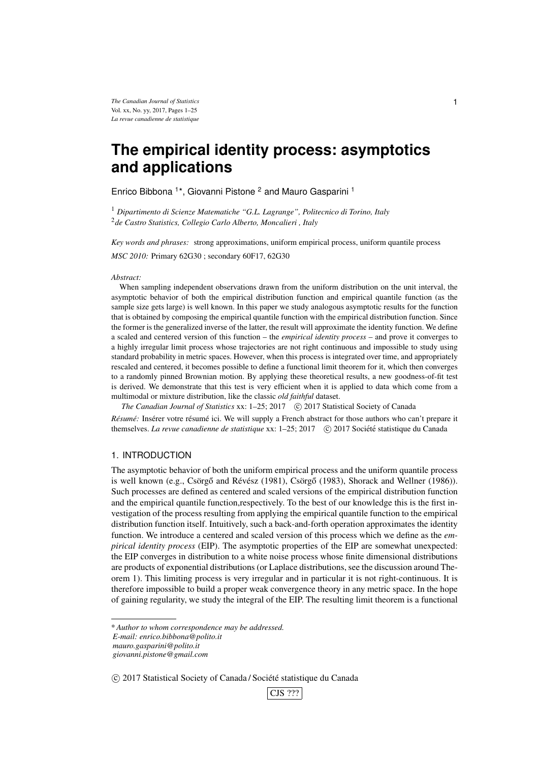# The empirical identity process: asymptotics and applications

Enrico Bibbona [1]*, Giovanni Pistone [2] and Mauro Gasparini [1]

[1] *Dipartimento di Scienze Matematiche "G.L. Lagrange", Politecnico di Torino, Italy*
[2] *de Castro Statistics, Collegio Carlo Alberto, Moncalieri , Italy*

*Key words and phrases:* strong approximations, uniform empirical process, uniform quantile process

*MSC 2010:* Primary 62G30 ; secondary 60F17, 62G30

*Abstract:*

When sampling independent observations drawn from the uniform distribution on the unit interval, the asymptotic behavior of both the empirical distribution function and empirical quantile function (as the sample size gets large) is well known. In this paper we study analogous asymptotic results for the function that is obtained by composing the empirical quantile function with the empirical distribution function. Since the former is the generalized inverse of the latter, the result will approximate the identity function. We define a scaled and centered version of this function – the *empirical identity process* – and prove it converges to a highly irregular limit process whose trajectories are not right continuous and impossible to study using standard probability in metric spaces. However, when this process is integrated over time, and appropriately rescaled and centered, it becomes possible to define a functional limit theorem for it, which then converges to a randomly pinned Brownian motion. By applying these theoretical results, a new goodness-of-fit test is derived. We demonstrate that this test is very efficient when it is applied to data which come from a multimodal or mixture distribution, like the classic *old faithful* dataset.

*The Canadian Journal of Statistics* xx: 1–25; 2017 © 2017 Statistical Society of Canada

*Résumé:* Insérer votre résumé ici. We will supply a French abstract for those authors who can't prepare it themselves. *La revue canadienne de statistique* xx: 1–25; 2017 © 2017 Société statistique du Canada

## 1. INTRODUCTION

The asymptotic behavior of both the uniform empirical process and the uniform quantile process is well known (e.g., Csörgő and Révész (1981), Csörgő (1983), Shorack and Wellner (1986)). Such processes are defined as centered and scaled versions of the empirical distribution function and the empirical quantile function,respectively. To the best of our knowledge this is the first investigation of the process resulting from applying the empirical quantile function to the empirical distribution function itself. Intuitively, such a back-and-forth operation approximates the identity function. We introduce a centered and scaled version of this process which we define as the *empirical identity process* (EIP). The asymptotic properties of the EIP are somewhat unexpected: the EIP converges in distribution to a white noise process whose finite dimensional distributions are products of exponential distributions (or Laplace distributions, see the discussion around Theorem 1). This limiting process is very irregular and in particular it is not right-continuous. It is therefore impossible to build a proper weak convergence theory in any metric space. In the hope of gaining regularity, we study the integral of the EIP. The resulting limit theorem is a functional

\* *Author to whom correspondence may be addressed.*
*E-mail: enrico.bibbona@polito.it*
*mauro.gasparini@polito.it*
*giovanni.pistone@gmail.com*

© 2017 Statistical Society of Canada / Société statistique du Canada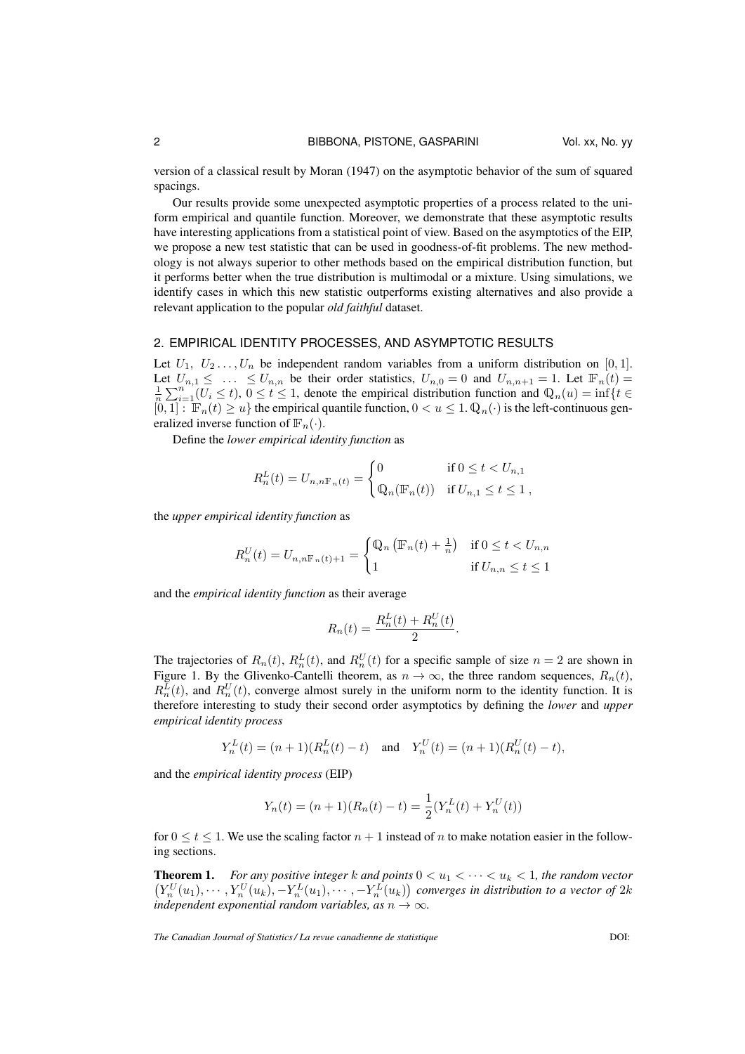version of a classical result by Moran (1947) on the asymptotic behavior of the sum of squared spacings.

Our results provide some unexpected asymptotic properties of a process related to the uniform empirical and quantile function. Moreover, we demonstrate that these asymptotic results have interesting applications from a statistical point of view. Based on the asymptotics of the EIP, we propose a new test statistic that can be used in goodness-of-fit problems. The new methodology is not always superior to other methods based on the empirical distribution function, but it performs better when the true distribution is multimodal or a mixture. Using simulations, we identify cases in which this new statistic outperforms existing alternatives and also provide a relevant application to the popular *old faithful* dataset.

## 2. EMPIRICAL IDENTITY PROCESSES, AND ASYMPTOTIC RESULTS

Let $U_1,\ U_2 \ldots, U_n$ be independent random variables from a uniform distribution on $[0,1]$. Let $U_{n,1} \leq \ \ldots \ \leq U_{n,n}$ be their order statistics, $U_{n,0} = 0$ and $U_{n,n+1} = 1$. Let $\mathbb{F}_n(t) = \frac{1}{n}\sum_{i=1}^{n}(U_i \leq t)$, $0 \leq t \leq 1$, denote the empirical distribution function and $\mathbb{Q}_n(u) = \inf\{t \in [0,1] : \mathbb{F}_n(t) \geq u\}$ the empirical quantile function, $0 < u \leq 1$. $\mathbb{Q}_n(\cdot)$ is the left-continuous generalized inverse function of $\mathbb{F}_n(\cdot)$.

Define the *lower empirical identity function* as

$$R_n^L(t) = U_{n,n\mathbb{F}_n(t)} = \begin{cases} 0 & \text{if } 0 \leq t < U_{n,1} \\ \mathbb{Q}_n(\mathbb{F}_n(t)) & \text{if } U_{n,1} \leq t \leq 1\,, \end{cases}$$

the *upper empirical identity function* as

$$R_n^U(t) = U_{n,n\mathbb{F}_n(t)+1} = \begin{cases} \mathbb{Q}_n\left(\mathbb{F}_n(t) + \frac{1}{n}\right) & \text{if } 0 \leq t < U_{n,n} \\ 1 & \text{if } U_{n,n} \leq t \leq 1 \end{cases}$$

and the *empirical identity function* as their average

$$R_n(t) = \frac{R_n^L(t) + R_n^U(t)}{2}.$$

The trajectories of $R_n(t)$, $R_n^L(t)$, and $R_n^U(t)$ for a specific sample of size $n = 2$ are shown in Figure 1. By the Glivenko-Cantelli theorem, as $n \to \infty$, the three random sequences, $R_n(t)$, $R_n^L(t)$, and $R_n^U(t)$, converge almost surely in the uniform norm to the identity function. It is therefore interesting to study their second order asymptotics by defining the *lower* and *upper empirical identity process*

$$Y_n^L(t) = (n+1)(R_n^L(t) - t) \quad \text{and} \quad Y_n^U(t) = (n+1)(R_n^U(t) - t),$$

and the *empirical identity process* (EIP)

$$Y_n(t) = (n+1)(R_n(t) - t) = \frac{1}{2}(Y_n^L(t) + Y_n^U(t))$$

for $0 \leq t \leq 1$. We use the scaling factor $n+1$ instead of $n$ to make notation easier in the following sections.

**Theorem 1.** *For any positive integer $k$ and points $0 < u_1 < \cdots < u_k < 1$, the random vector $\left(Y_n^U(u_1), \cdots, Y_n^U(u_k), -Y_n^L(u_1), \cdots, -Y_n^L(u_k)\right)$ converges in distribution to a vector of $2k$ independent exponential random variables, as $n \to \infty$.*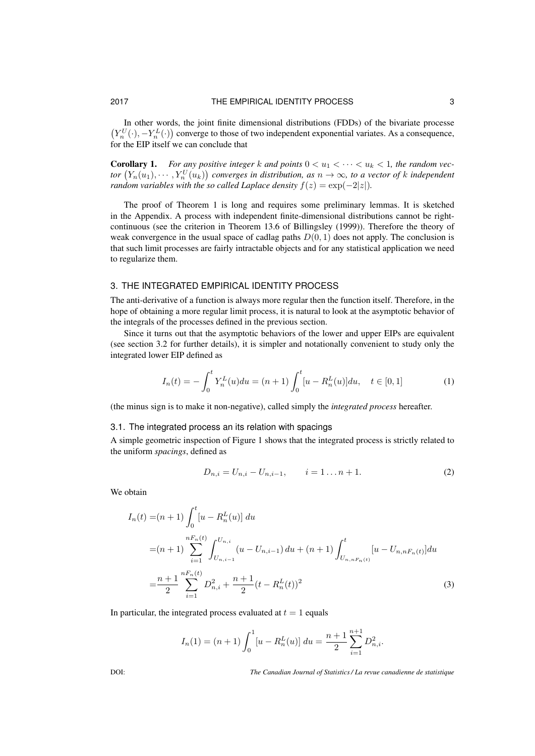In other words, the joint finite dimensional distributions (FDDs) of the bivariate processe $\left(Y_n^U(\cdot), -Y_n^L(\cdot)\right)$ converge to those of two independent exponential variates. As a consequence, for the EIP itself we can conclude that

**Corollary 1.** *For any positive integer $k$ and points $0 < u_1 < \cdots < u_k < 1$, the random vector $\left(Y_n(u_1), \cdots, Y_n^U(u_k)\right)$ converges in distribution, as $n \to \infty$, to a vector of $k$ independent random variables with the so called Laplace density $f(z) = \exp(-2|z|)$.*

The proof of Theorem 1 is long and requires some preliminary lemmas. It is sketched in the Appendix. A process with independent finite-dimensional distributions cannot be right-continuous (see the criterion in Theorem 13.6 of Billingsley (1999)). Therefore the theory of weak convergence in the usual space of cadlag paths $D(0, 1)$ does not apply. The conclusion is that such limit processes are fairly intractable objects and for any statistical application we need to regularize them.

## 3. THE INTEGRATED EMPIRICAL IDENTITY PROCESS

The anti-derivative of a function is always more regular then the function itself. Therefore, in the hope of obtaining a more regular limit process, it is natural to look at the asymptotic behavior of the integrals of the processes defined in the previous section.

Since it turns out that the asymptotic behaviors of the lower and upper EIPs are equivalent (see section 3.2 for further details), it is simpler and notationally convenient to study only the integrated lower EIP defined as

$$I_n(t) = -\int_0^t Y_n^L(u)du = (n+1)\int_0^t [u - R_n^L(u)]du, \quad t \in [0, 1] \tag{1}$$

(the minus sign is to make it non-negative), called simply the *integrated process* hereafter.

### 3.1. The integrated process an its relation with spacings

A simple geometric inspection of Figure 1 shows that the integrated process is strictly related to the uniform *spacings*, defined as

$$D_{n,i} = U_{n,i} - U_{n,i-1}, \qquad i = 1 \ldots n+1. \tag{2}$$

We obtain

$$\begin{aligned}
I_n(t) =&(n+1)\int_0^t [u - R_n^L(u)]\, du \\
=&(n+1)\sum_{i=1}^{nF_n(t)} \int_{U_{n,i-1}}^{U_{n,i}} (u - U_{n,i-1})\, du + (n+1)\int_{U_{n,nF_n(t)}}^t [u - U_{n,nF_n(t)}]du \\
=&\frac{n+1}{2}\sum_{i=1}^{nF_n(t)} D_{n,i}^2 + \frac{n+1}{2}(t - R_n^L(t))^2
\end{aligned} \tag{3}$$

In particular, the integrated process evaluated at $t = 1$ equals

$$I_n(1) = (n+1)\int_0^1 [u - R_n^L(u)]\, du = \frac{n+1}{2}\sum_{i=1}^{n+1} D_{n,i}^2.$$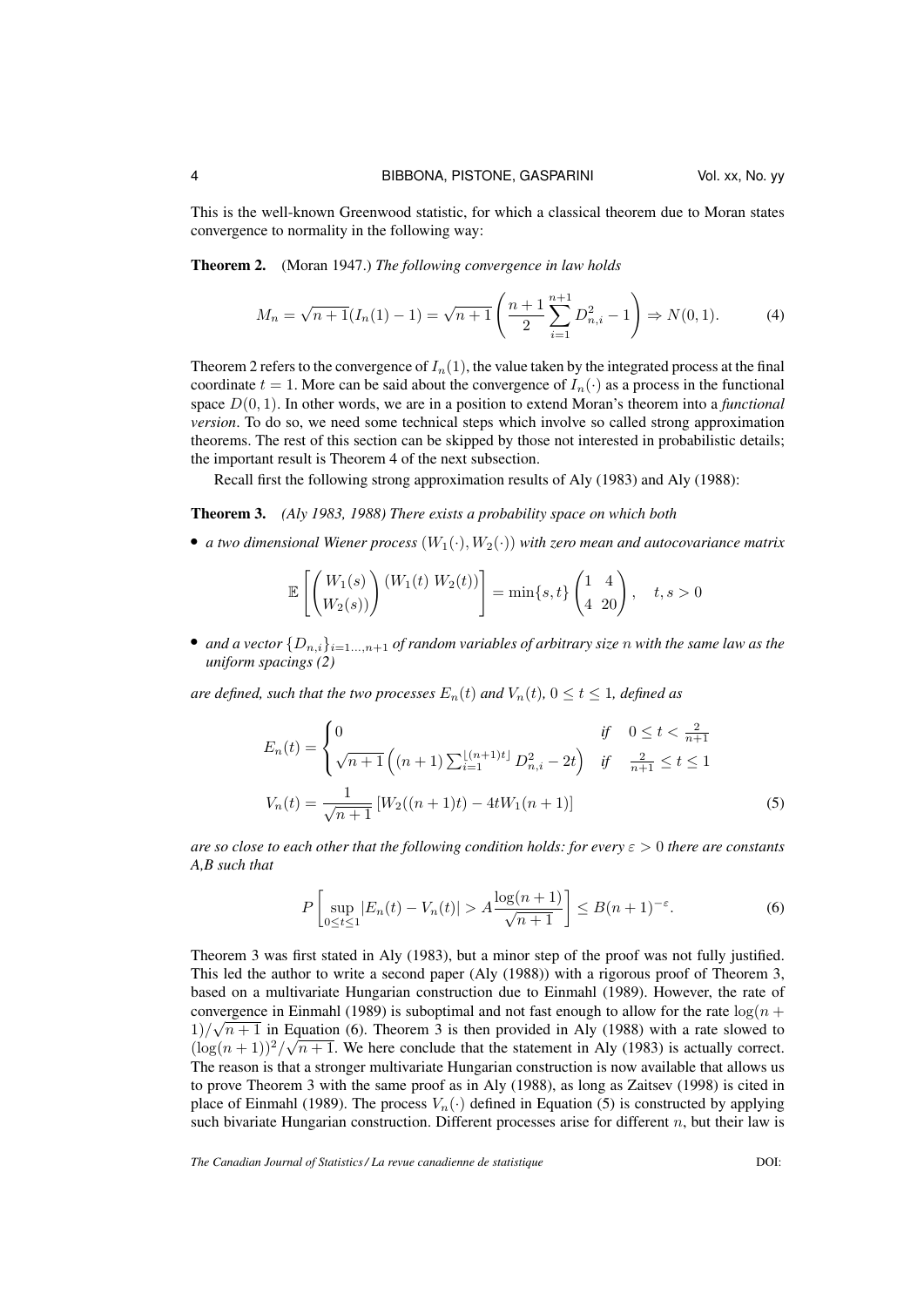This is the well-known Greenwood statistic, for which a classical theorem due to Moran states convergence to normality in the following way:

**Theorem 2.** (Moran 1947.) *The following convergence in law holds*

$$M_n = \sqrt{n+1}(I_n(1) - 1) = \sqrt{n+1}\left(\frac{n+1}{2}\sum_{i=1}^{n+1} D_{n,i}^2 - 1\right) \Rightarrow N(0,1). \tag{4}$$

Theorem 2 refers to the convergence of $I_n(1)$, the value taken by the integrated process at the final coordinate $t = 1$. More can be said about the convergence of $I_n(\cdot)$ as a process in the functional space $D(0,1)$. In other words, we are in a position to extend Moran's theorem into a *functional version*. To do so, we need some technical steps which involve so called strong approximation theorems. The rest of this section can be skipped by those not interested in probabilistic details; the important result is Theorem 4 of the next subsection.

Recall first the following strong approximation results of Aly (1983) and Aly (1988):

**Theorem 3.** *(Aly 1983, 1988) There exists a probability space on which both*

- *a two dimensional Wiener process $(W_1(\cdot), W_2(\cdot))$ with zero mean and autocovariance matrix*

$$\mathbb{E}\left[\begin{pmatrix} W_1(s) \\ W_2(s) \end{pmatrix} (W_1(t)\ W_2(t))\right] = \min\{s,t\}\begin{pmatrix} 1 & 4 \\ 4 & 20 \end{pmatrix}, \quad t, s > 0$$

- *and a vector $\{D_{n,i}\}_{i=1\ldots,n+1}$ of random variables of arbitrary size $n$ with the same law as the uniform spacings (2)*

*are defined, such that the two processes $E_n(t)$ and $V_n(t)$, $0 \le t \le 1$, defined as*

$$E_n(t) = \begin{cases} 0 & \text{if} \quad 0 \le t < \frac{2}{n+1} \\ \sqrt{n+1}\left((n+1)\sum_{i=1}^{\lfloor (n+1)t \rfloor} D_{n,i}^2 - 2t\right) & \text{if} \quad \frac{2}{n+1} \le t \le 1 \end{cases}$$

$$V_n(t) = \frac{1}{\sqrt{n+1}}\left[W_2((n+1)t) - 4tW_1(n+1)\right] \tag{5}$$

*are so close to each other that the following condition holds: for every $\varepsilon > 0$ there are constants A,B such that*

$$P\left[\sup_{0 \le t \le 1} |E_n(t) - V_n(t)| > A\frac{\log(n+1)}{\sqrt{n+1}}\right] \le B(n+1)^{-\varepsilon}. \tag{6}$$

Theorem 3 was first stated in Aly (1983), but a minor step of the proof was not fully justified. This led the author to write a second paper (Aly (1988)) with a rigorous proof of Theorem 3, based on a multivariate Hungarian construction due to Einmahl (1989). However, the rate of convergence in Einmahl (1989) is suboptimal and not fast enough to allow for the rate $\log(n+1)/\sqrt{n+1}$ in Equation (6). Theorem 3 is then provided in Aly (1988) with a rate slowed to $(\log(n+1))^2/\sqrt{n+1}$. We here conclude that the statement in Aly (1983) is actually correct. The reason is that a stronger multivariate Hungarian construction is now available that allows us to prove Theorem 3 with the same proof as in Aly (1988), as long as Zaitsev (1998) is cited in place of Einmahl (1989). The process $V_n(\cdot)$ defined in Equation (5) is constructed by applying such bivariate Hungarian construction. Different processes arise for different $n$, but their law is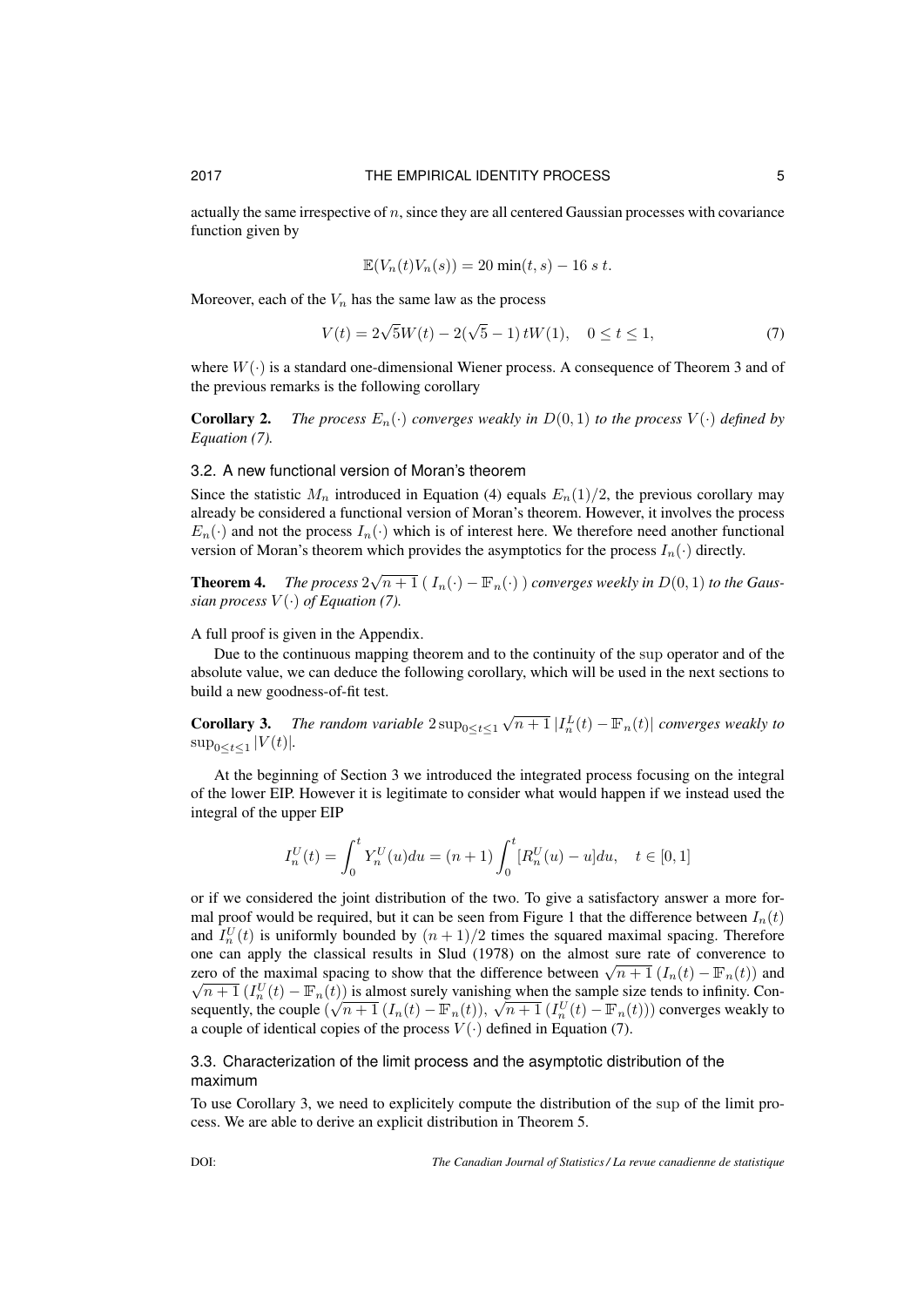actually the same irrespective of $n$, since they are all centered Gaussian processes with covariance function given by

$$\mathbb{E}(V_n(t)V_n(s)) = 20\,\min(t,s) - 16\;s\;t.$$

Moreover, each of the $V_n$ has the same law as the process

$$V(t) = 2\sqrt{5}W(t) - 2(\sqrt{5}-1)\,tW(1), \quad 0 \le t \le 1, \tag{7}$$

where $W(\cdot)$ is a standard one-dimensional Wiener process. A consequence of Theorem 3 and of the previous remarks is the following corollary

**Corollary 2.** *The process $E_n(\cdot)$ converges weakly in $D(0,1)$ to the process $V(\cdot)$ defined by Equation (7).*

### 3.2. A new functional version of Moran's theorem

Since the statistic $M_n$ introduced in Equation (4) equals $E_n(1)/2$, the previous corollary may already be considered a functional version of Moran's theorem. However, it involves the process $E_n(\cdot)$ and not the process $I_n(\cdot)$ which is of interest here. We therefore need another functional version of Moran's theorem which provides the asymptotics for the process $I_n(\cdot)$ directly.

**Theorem 4.** *The process $2\sqrt{n+1}\,(\,I_n(\cdot) - \mathbb{F}_n(\cdot)\,)$ converges weekly in $D(0,1)$ to the Gaussian process $V(\cdot)$ of Equation (7).*

A full proof is given in the Appendix.

Due to the continuous mapping theorem and to the continuity of the $\sup$ operator and of the absolute value, we can deduce the following corollary, which will be used in the next sections to build a new goodness-of-fit test.

**Corollary 3.** *The random variable $2\sup_{0\le t\le 1}\sqrt{n+1}\,|I_n^L(t) - \mathbb{F}_n(t)|$ converges weakly to $\sup_{0\le t\le 1}|V(t)|$.*

At the beginning of Section 3 we introduced the integrated process focusing on the integral of the lower EIP. However it is legitimate to consider what would happen if we instead used the integral of the upper EIP

$$I_n^U(t) = \int_0^t Y_n^U(u)du = (n+1)\int_0^t [R_n^U(u) - u]du, \quad t \in [0,1]$$

or if we considered the joint distribution of the two. To give a satisfactory answer a more formal proof would be required, but it can be seen from Figure 1 that the difference between $I_n(t)$ and $I_n^U(t)$ is uniformly bounded by $(n+1)/2$ times the squared maximal spacing. Therefore one can apply the classical results in Slud (1978) on the almost sure rate of converence to zero of the maximal spacing to show that the difference between $\sqrt{n+1}\,(I_n(t) - \mathbb{F}_n(t))$ and $\sqrt{n+1}\,(I_n^U(t) - \mathbb{F}_n(t))$ is almost surely vanishing when the sample size tends to infinity. Consequently, the couple $(\sqrt{n+1}\,(I_n(t) - \mathbb{F}_n(t)),\ \sqrt{n+1}\,(I_n^U(t) - \mathbb{F}_n(t)))$ converges weakly to a couple of identical copies of the process $V(\cdot)$ defined in Equation (7).

### 3.3. Characterization of the limit process and the asymptotic distribution of the maximum

To use Corollary 3, we need to explicitely compute the distribution of the $\sup$ of the limit process. We are able to derive an explicit distribution in Theorem 5.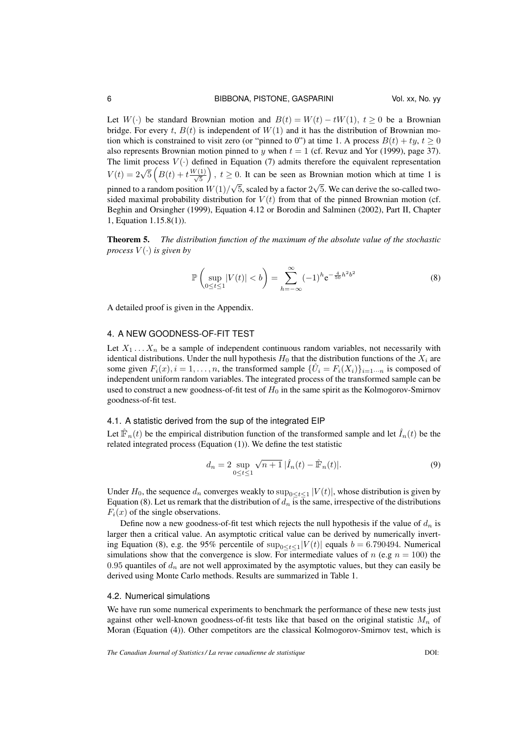Let $W(\cdot)$ be standard Brownian motion and $B(t) = W(t) - tW(1)$, $t \geq 0$ be a Brownian bridge. For every $t$, $B(t)$ is independent of $W(1)$ and it has the distribution of Brownian motion which is constrained to visit zero (or "pinned to 0") at time 1. A process $B(t) + ty$, $t \geq 0$ also represents Brownian motion pinned to $y$ when $t = 1$ (cf. Revuz and Yor (1999), page 37). The limit process $V(\cdot)$ defined in Equation (7) admits therefore the equivalent representation $V(t) = 2\sqrt{5}\left(B(t) + t\frac{W(1)}{\sqrt{5}}\right)$, $t \geq 0$. It can be seen as Brownian motion which at time 1 is pinned to a random position $W(1)/\sqrt{5}$, scaled by a factor $2\sqrt{5}$. We can derive the so-called two-sided maximal probability distribution for $V(t)$ from that of the pinned Brownian motion (cf. Beghin and Orsingher (1999), Equation 4.12 or Borodin and Salminen (2002), Part II, Chapter 1, Equation 1.15.8(1)).

**Theorem 5.** *The distribution function of the maximum of the absolute value of the stochastic process $V(\cdot)$ is given by*

$$\mathbb{P}\left(\sup_{0 \leq t \leq 1} |V(t)| < b\right) = \sum_{h=-\infty}^{\infty} (-1)^h \mathrm{e}^{-\frac{4}{50}h^2 b^2} \tag{8}$$

A detailed proof is given in the Appendix.

## 4. A NEW GOODNESS-OF-FIT TEST

Let $X_1 \ldots X_n$ be a sample of independent continuous random variables, not necessarily with identical distributions. Under the null hypothesis $H_0$ that the distribution functions of the $X_i$ are some given $F_i(x), i = 1, \ldots, n$, the transformed sample $\{\hat{U}_i = F_i(X_i)\}_{i=1\cdots n}$ is composed of independent uniform random variables. The integrated process of the transformed sample can be used to construct a new goodness-of-fit test of $H_0$ in the same spirit as the Kolmogorov-Smirnov goodness-of-fit test.

### 4.1. A statistic derived from the sup of the integrated EIP

Let $\hat{\mathbb{F}}_n(t)$ be the empirical distribution function of the transformed sample and let $\hat{I}_n(t)$ be the related integrated process (Equation (1)). We define the test statistic

$$d_n = 2 \sup_{0 \leq t \leq 1} \sqrt{n+1}\,|\hat{I}_n(t) - \hat{\mathbb{F}}_n(t)|. \tag{9}$$

Under $H_0$, the sequence $d_n$ converges weakly to $\sup_{0 \leq t \leq 1} |V(t)|$, whose distribution is given by Equation (8). Let us remark that the distribution of $d_n$ is the same, irrespective of the distributions $F_i(x)$ of the single observations.

Define now a new goodness-of-fit test which rejects the null hypothesis if the value of $d_n$ is larger then a critical value. An asymptotic critical value can be derived by numerically inverting Equation (8), e.g. the 95% percentile of $\sup_{0 \leq t \leq 1} |V(t)|$ equals $b = 6.790494$. Numerical simulations show that the convergence is slow. For intermediate values of $n$ (e.g $n = 100$) the $0.95$ quantiles of $d_n$ are not well approximated by the asymptotic values, but they can easily be derived using Monte Carlo methods. Results are summarized in Table 1.

### 4.2. Numerical simulations

We have run some numerical experiments to benchmark the performance of these new tests just against other well-known goodness-of-fit tests like that based on the original statistic $M_n$ of Moran (Equation (4)). Other competitors are the classical Kolmogorov-Smirnov test, which is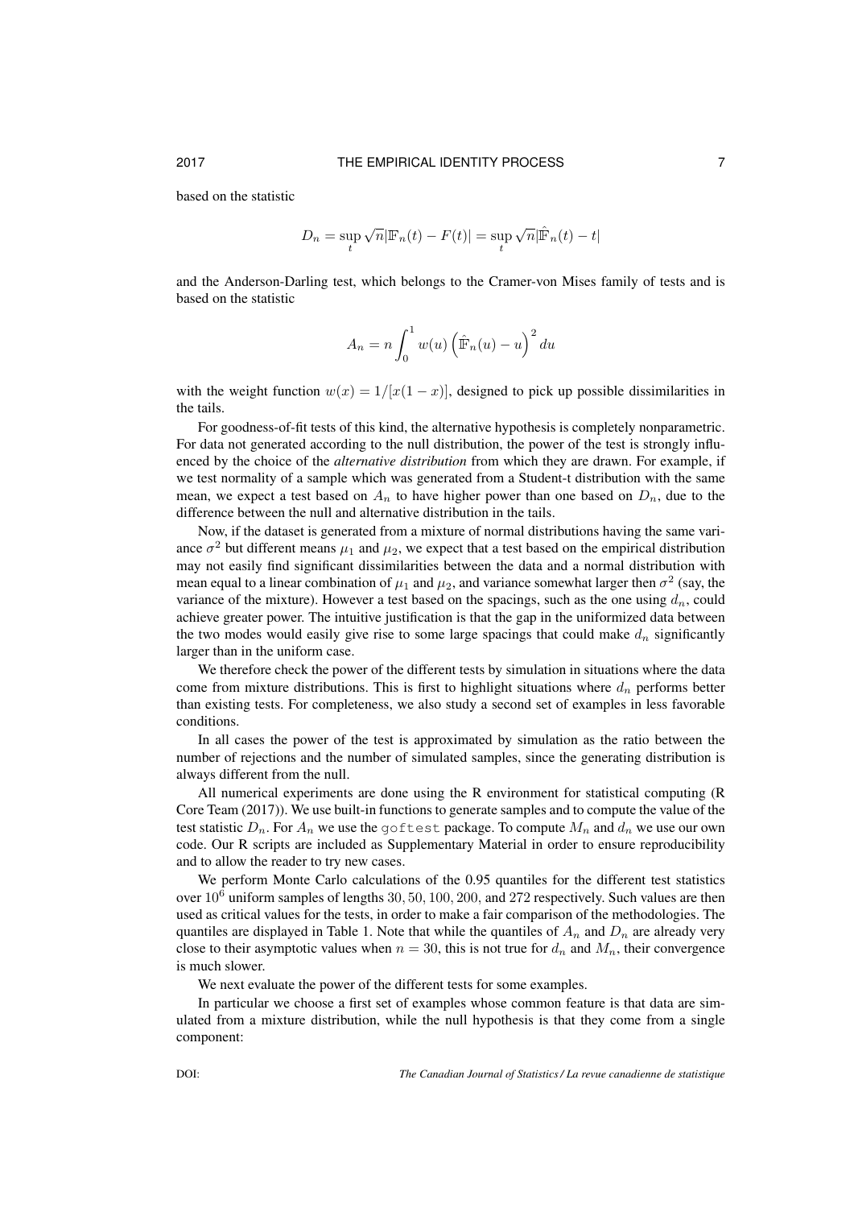based on the statistic

$$D_n = \sup_t \sqrt{n}|\mathbb{F}_n(t) - F(t)| = \sup_t \sqrt{n}|\hat{\mathbb{F}}_n(t) - t|$$

and the Anderson-Darling test, which belongs to the Cramer-von Mises family of tests and is based on the statistic

$$A_n = n \int_0^1 w(u) \left(\hat{\mathbb{F}}_n(u) - u\right)^2 du$$

with the weight function $w(x) = 1/[x(1-x)]$, designed to pick up possible dissimilarities in the tails.

For goodness-of-fit tests of this kind, the alternative hypothesis is completely nonparametric. For data not generated according to the null distribution, the power of the test is strongly influenced by the choice of the *alternative distribution* from which they are drawn. For example, if we test normality of a sample which was generated from a Student-t distribution with the same mean, we expect a test based on $A_n$ to have higher power than one based on $D_n$, due to the difference between the null and alternative distribution in the tails.

Now, if the dataset is generated from a mixture of normal distributions having the same variance $\sigma^2$ but different means $\mu_1$ and $\mu_2$, we expect that a test based on the empirical distribution may not easily find significant dissimilarities between the data and a normal distribution with mean equal to a linear combination of $\mu_1$ and $\mu_2$, and variance somewhat larger then $\sigma^2$ (say, the variance of the mixture). However a test based on the spacings, such as the one using $d_n$, could achieve greater power. The intuitive justification is that the gap in the uniformized data between the two modes would easily give rise to some large spacings that could make $d_n$ significantly larger than in the uniform case.

We therefore check the power of the different tests by simulation in situations where the data come from mixture distributions. This is first to highlight situations where $d_n$ performs better than existing tests. For completeness, we also study a second set of examples in less favorable conditions.

In all cases the power of the test is approximated by simulation as the ratio between the number of rejections and the number of simulated samples, since the generating distribution is always different from the null.

All numerical experiments are done using the R environment for statistical computing (R Core Team (2017)). We use built-in functions to generate samples and to compute the value of the test statistic $D_n$. For $A_n$ we use the `goftest` package. To compute $M_n$ and $d_n$ we use our own code. Our R scripts are included as Supplementary Material in order to ensure reproducibility and to allow the reader to try new cases.

We perform Monte Carlo calculations of the 0.95 quantiles for the different test statistics over $10^6$ uniform samples of lengths $30, 50, 100, 200$, and $272$ respectively. Such values are then used as critical values for the tests, in order to make a fair comparison of the methodologies. The quantiles are displayed in Table 1. Note that while the quantiles of $A_n$ and $D_n$ are already very close to their asymptotic values when $n = 30$, this is not true for $d_n$ and $M_n$, their convergence is much slower.

We next evaluate the power of the different tests for some examples.

In particular we choose a first set of examples whose common feature is that data are simulated from a mixture distribution, while the null hypothesis is that they come from a single component: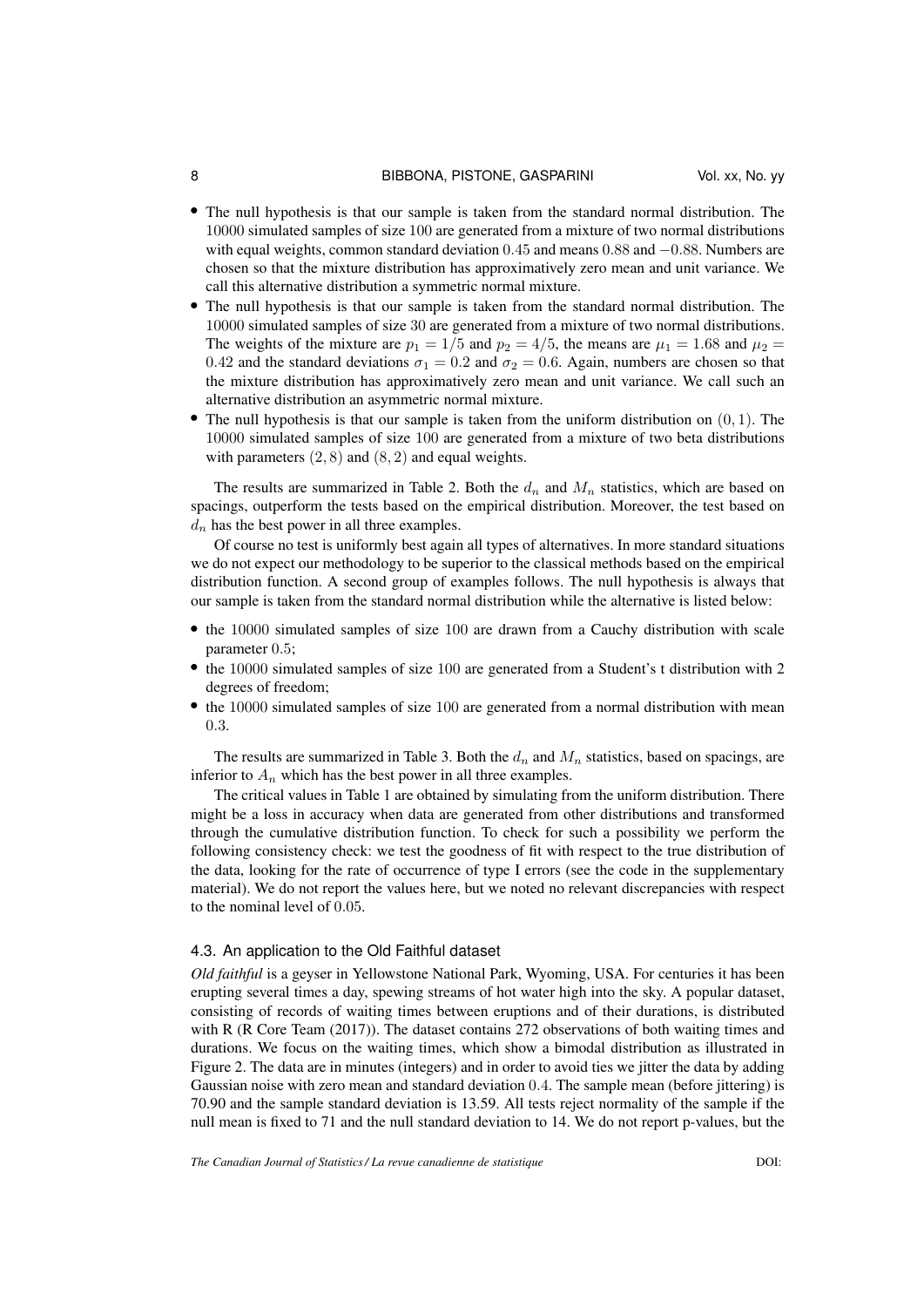- The null hypothesis is that our sample is taken from the standard normal distribution. The $10000$ simulated samples of size $100$ are generated from a mixture of two normal distributions with equal weights, common standard deviation $0.45$ and means $0.88$ and $-0.88$. Numbers are chosen so that the mixture distribution has approximatively zero mean and unit variance. We call this alternative distribution a symmetric normal mixture.
- The null hypothesis is that our sample is taken from the standard normal distribution. The $10000$ simulated samples of size $30$ are generated from a mixture of two normal distributions. The weights of the mixture are $p_1 = 1/5$ and $p_2 = 4/5$, the means are $\mu_1 = 1.68$ and $\mu_2 = 0.42$ and the standard deviations $\sigma_1 = 0.2$ and $\sigma_2 = 0.6$. Again, numbers are chosen so that the mixture distribution has approximatively zero mean and unit variance. We call such an alternative distribution an asymmetric normal mixture.
- The null hypothesis is that our sample is taken from the uniform distribution on $(0, 1)$. The $10000$ simulated samples of size $100$ are generated from a mixture of two beta distributions with parameters $(2, 8)$ and $(8, 2)$ and equal weights.

The results are summarized in Table 2. Both the $d_n$ and $M_n$ statistics, which are based on spacings, outperform the tests based on the empirical distribution. Moreover, the test based on $d_n$ has the best power in all three examples.

Of course no test is uniformly best again all types of alternatives. In more standard situations we do not expect our methodology to be superior to the classical methods based on the empirical distribution function. A second group of examples follows. The null hypothesis is always that our sample is taken from the standard normal distribution while the alternative is listed below:

- the $10000$ simulated samples of size $100$ are drawn from a Cauchy distribution with scale parameter $0.5$;
- the $10000$ simulated samples of size $100$ are generated from a Student's t distribution with 2 degrees of freedom;
- the $10000$ simulated samples of size $100$ are generated from a normal distribution with mean $0.3$.

The results are summarized in Table 3. Both the $d_n$ and $M_n$ statistics, based on spacings, are inferior to $A_n$ which has the best power in all three examples.

The critical values in Table 1 are obtained by simulating from the uniform distribution. There might be a loss in accuracy when data are generated from other distributions and transformed through the cumulative distribution function. To check for such a possibility we perform the following consistency check: we test the goodness of fit with respect to the true distribution of the data, looking for the rate of occurrence of type I errors (see the code in the supplementary material). We do not report the values here, but we noted no relevant discrepancies with respect to the nominal level of $0.05$.

### 4.3. An application to the Old Faithful dataset

*Old faithful* is a geyser in Yellowstone National Park, Wyoming, USA. For centuries it has been erupting several times a day, spewing streams of hot water high into the sky. A popular dataset, consisting of records of waiting times between eruptions and of their durations, is distributed with R (R Core Team (2017)). The dataset contains 272 observations of both waiting times and durations. We focus on the waiting times, which show a bimodal distribution as illustrated in Figure 2. The data are in minutes (integers) and in order to avoid ties we jitter the data by adding Gaussian noise with zero mean and standard deviation $0.4$. The sample mean (before jittering) is 70.90 and the sample standard deviation is 13.59. All tests reject normality of the sample if the null mean is fixed to 71 and the null standard deviation to 14. We do not report p-values, but the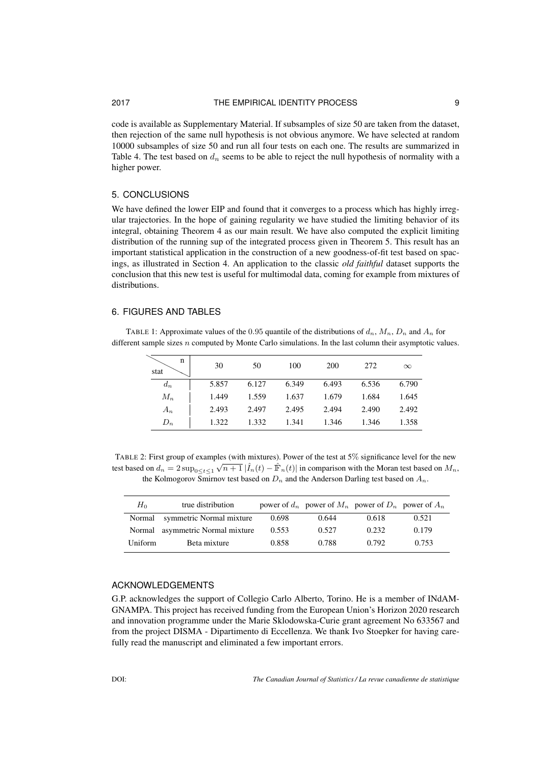code is available as Supplementary Material. If subsamples of size 50 are taken from the dataset, then rejection of the same null hypothesis is not obvious anymore. We have selected at random 10000 subsamples of size 50 and run all four tests on each one. The results are summarized in Table 4. The test based on $d_n$ seems to be able to reject the null hypothesis of normality with a higher power.

## 5. CONCLUSIONS

We have defined the lower EIP and found that it converges to a process which has highly irregular trajectories. In the hope of gaining regularity we have studied the limiting behavior of its integral, obtaining Theorem 4 as our main result. We have also computed the explicit limiting distribution of the running sup of the integrated process given in Theorem 5. This result has an important statistical application in the construction of a new goodness-of-fit test based on spacings, as illustrated in Section 4. An application to the classic *old faithful* dataset supports the conclusion that this new test is useful for multimodal data, coming for example from mixtures of distributions.

## 6. FIGURES AND TABLES

TABLE 1: Approximate values of the 0.95 quantile of the distributions of $d_n$, $M_n$, $D_n$ and $A_n$ for different sample sizes $n$ computed by Monte Carlo simulations. In the last column their asymptotic values.

| stat \ n | 30 | 50 | 100 | 200 | 272 | $\infty$ |
|---|---|---|---|---|---|---|
| $d_n$ | 5.857 | 6.127 | 6.349 | 6.493 | 6.536 | 6.790 |
| $M_n$ | 1.449 | 1.559 | 1.637 | 1.679 | 1.684 | 1.645 |
| $A_n$ | 2.493 | 2.497 | 2.495 | 2.494 | 2.490 | 2.492 |
| $D_n$ | 1.322 | 1.332 | 1.341 | 1.346 | 1.346 | 1.358 |

TABLE 2: First group of examples (with mixtures). Power of the test at 5% significance level for the new test based on $d_n = 2\sup_{0\le t\le 1}\sqrt{n+1}\,|\hat{I}_n(t) - \bar{\mathbb{F}}_n(t)|$ in comparison with the Moran test based on $M_n$, the Kolmogorov Smirnov test based on $D_n$ and the Anderson Darling test based on $A_n$.

| $H_0$ | true distribution | power of $d_n$ | power of $M_n$ | power of $D_n$ | power of $A_n$ |
|---|---|---|---|---|---|
| Normal | symmetric Normal mixture | 0.698 | 0.644 | 0.618 | 0.521 |
| Normal | asymmetric Normal mixture | 0.553 | 0.527 | 0.232 | 0.179 |
| Uniform | Beta mixture | 0.858 | 0.788 | 0.792 | 0.753 |

## ACKNOWLEDGEMENTS

G.P. acknowledges the support of Collegio Carlo Alberto, Torino. He is a member of INdAM-GNAMPA. This project has received funding from the European Union's Horizon 2020 research and innovation programme under the Marie Sklodowska-Curie grant agreement No 633567 and from the project DISMA - Dipartimento di Eccellenza. We thank Ivo Stoepker for having carefully read the manuscript and eliminated a few important errors.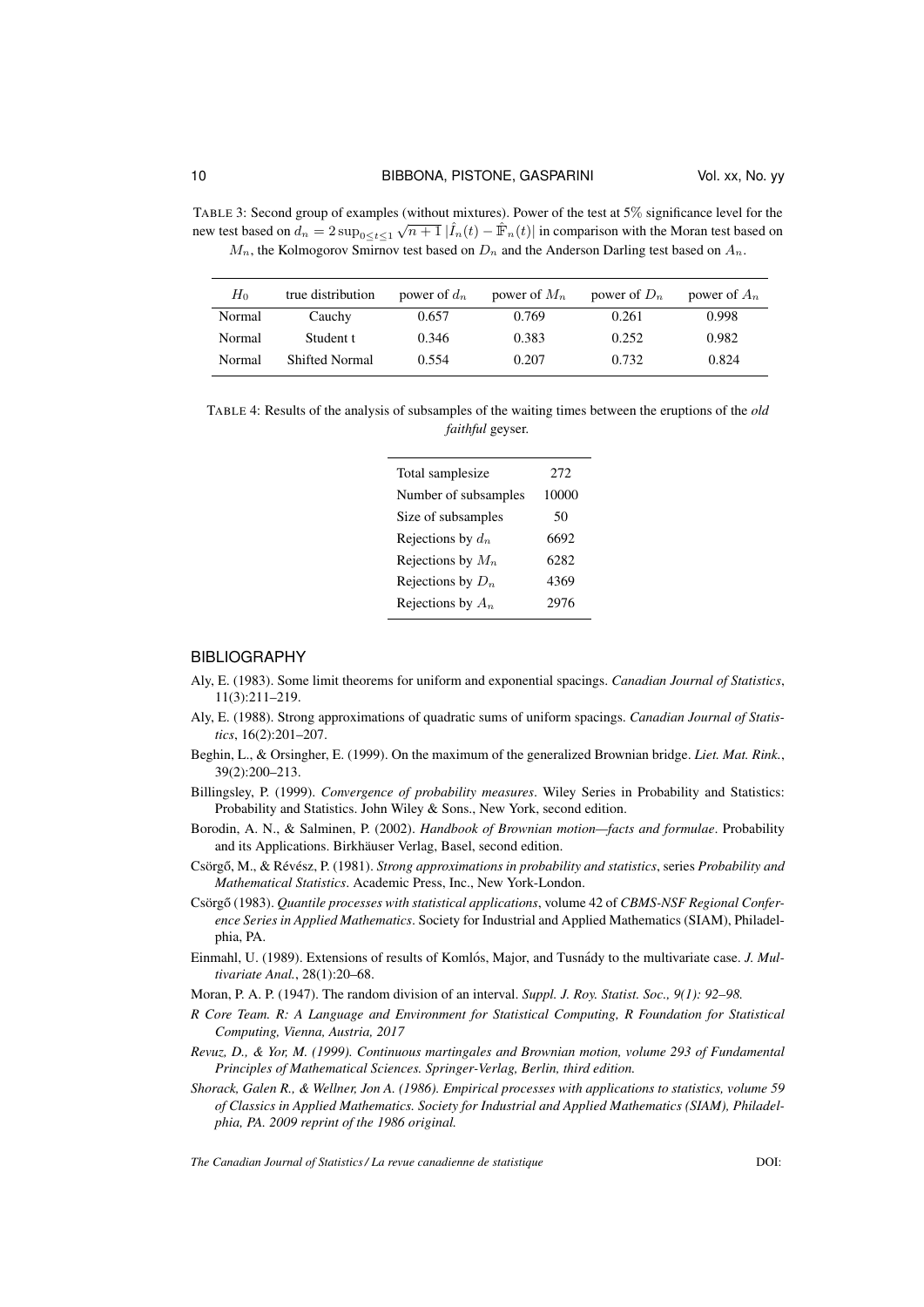TABLE 3: Second group of examples (without mixtures). Power of the test at 5% significance level for the new test based on $d_n = 2\sup_{0\leq t\leq 1}\sqrt{n+1}\,|\hat{I}_n(t) - \hat{\mathbb{F}}_n(t)|$ in comparison with the Moran test based on $M_n$, the Kolmogorov Smirnov test based on $D_n$ and the Anderson Darling test based on $A_n$.

| $H_0$ | true distribution | power of $d_n$ | power of $M_n$ | power of $D_n$ | power of $A_n$ |
|---|---|---|---|---|---|
| Normal | Cauchy | 0.657 | 0.769 | 0.261 | 0.998 |
| Normal | Student t | 0.346 | 0.383 | 0.252 | 0.982 |
| Normal | Shifted Normal | 0.554 | 0.207 | 0.732 | 0.824 |

TABLE 4: Results of the analysis of subsamples of the waiting times between the eruptions of the *old faithful* geyser.

| | |
|---|---|
| Total samplesize | 272 |
| Number of subsamples | 10000 |
| Size of subsamples | 50 |
| Rejections by $d_n$ | 6692 |
| Rejections by $M_n$ | 6282 |
| Rejections by $D_n$ | 4369 |
| Rejections by $A_n$ | 2976 |

## BIBLIOGRAPHY

Aly, E. (1983). Some limit theorems for uniform and exponential spacings. *Canadian Journal of Statistics*, 11(3):211–219.

Aly, E. (1988). Strong approximations of quadratic sums of uniform spacings. *Canadian Journal of Statistics*, 16(2):201–207.

Beghin, L., & Orsingher, E. (1999). On the maximum of the generalized Brownian bridge. *Liet. Mat. Rink.*, 39(2):200–213.

Billingsley, P. (1999). *Convergence of probability measures*. Wiley Series in Probability and Statistics: Probability and Statistics. John Wiley & Sons., New York, second edition.

Borodin, A. N., & Salminen, P. (2002). *Handbook of Brownian motion—facts and formulae*. Probability and its Applications. Birkhäuser Verlag, Basel, second edition.

Csörgő, M., & Révész, P. (1981). *Strong approximations in probability and statistics*, series *Probability and Mathematical Statistics*. Academic Press, Inc., New York-London.

Csörgő (1983). *Quantile processes with statistical applications*, volume 42 of *CBMS-NSF Regional Conference Series in Applied Mathematics*. Society for Industrial and Applied Mathematics (SIAM), Philadelphia, PA.

Einmahl, U. (1989). Extensions of results of Komlós, Major, and Tusnády to the multivariate case. *J. Multivariate Anal.*, 28(1):20–68.

Moran, P. A. P. (1947). The random division of an interval. *Suppl. J. Roy. Statist. Soc., 9(1): 92–98.*

*R Core Team. R: A Language and Environment for Statistical Computing, R Foundation for Statistical Computing, Vienna, Austria, 2017*

*Revuz, D., & Yor, M. (1999). Continuous martingales and Brownian motion, volume 293 of Fundamental Principles of Mathematical Sciences. Springer-Verlag, Berlin, third edition.*

*Shorack, Galen R., & Wellner, Jon A. (1986). Empirical processes with applications to statistics, volume 59 of Classics in Applied Mathematics. Society for Industrial and Applied Mathematics (SIAM), Philadelphia, PA. 2009 reprint of the 1986 original.*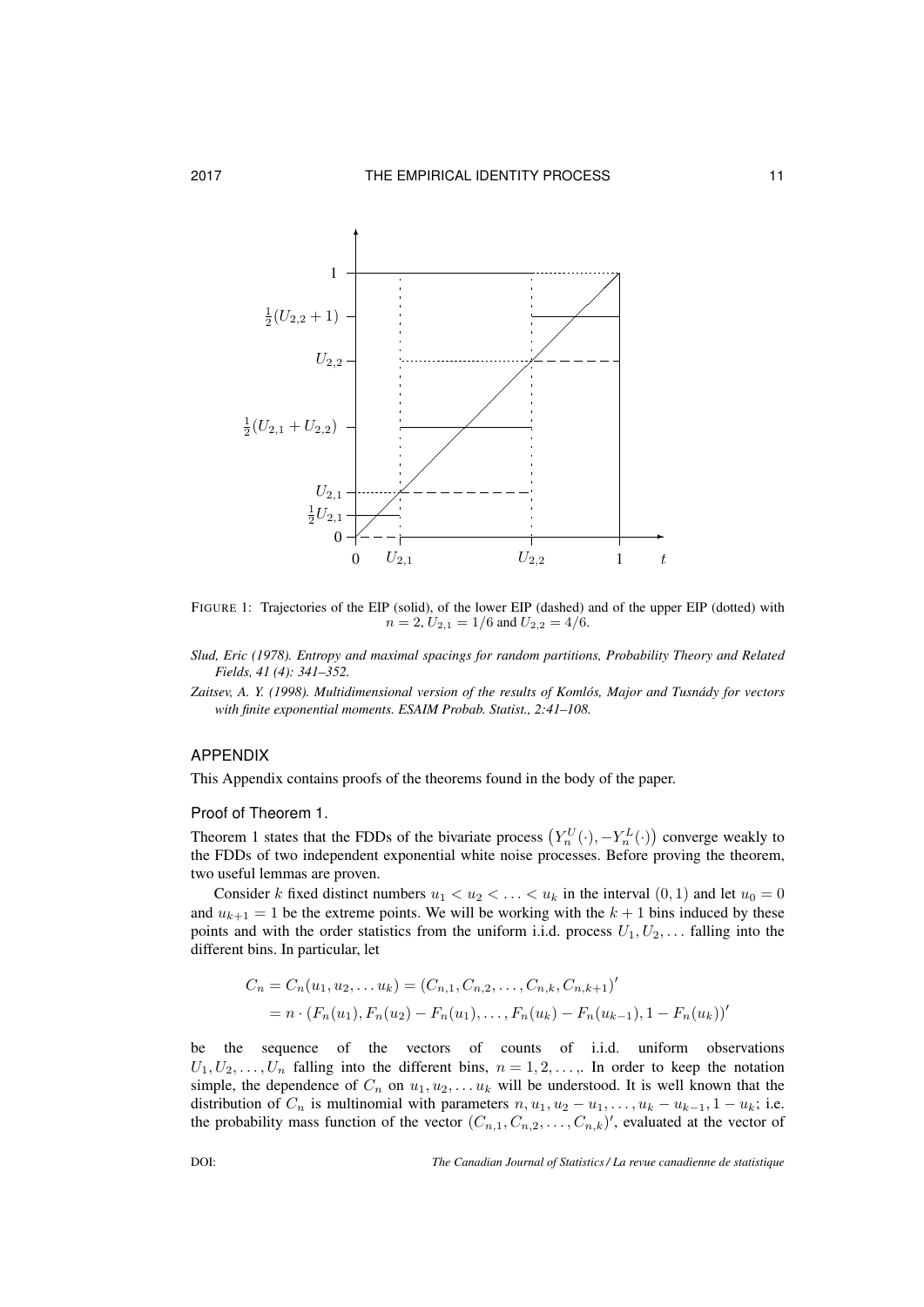FIGURE 1: Trajectories of the EIP (solid), of the lower EIP (dashed) and of the upper EIP (dotted) with $n = 2$, $U_{2,1} = 1/6$ and $U_{2,2} = 4/6$.

*Slud, Eric (1978). Entropy and maximal spacings for random partitions, Probability Theory and Related Fields, 41 (4): 341–352.*

*Zaitsev, A. Y. (1998). Multidimensional version of the results of Komlós, Major and Tusnády for vectors with finite exponential moments. ESAIM Probab. Statist., 2:41–108.*

## APPENDIX

This Appendix contains proofs of the theorems found in the body of the paper.

### Proof of Theorem 1.

Theorem 1 states that the FDDs of the bivariate process $\left(Y_n^U(\cdot), -Y_n^L(\cdot)\right)$ converge weakly to the FDDs of two independent exponential white noise processes. Before proving the theorem, two useful lemmas are proven.

Consider $k$ fixed distinct numbers $u_1 < u_2 < \ldots < u_k$ in the interval $(0, 1)$ and let $u_0 = 0$ and $u_{k+1} = 1$ be the extreme points. We will be working with the $k + 1$ bins induced by these points and with the order statistics from the uniform i.i.d. process $U_1, U_2, \ldots$ falling into the different bins. In particular, let

$$
\begin{aligned}
C_n &= C_n(u_1, u_2, \ldots u_k) = (C_{n,1}, C_{n,2}, \ldots, C_{n,k}, C_{n,k+1})' \\
&= n \cdot (F_n(u_1), F_n(u_2) - F_n(u_1), \ldots, F_n(u_k) - F_n(u_{k-1}), 1 - F_n(u_k))'
\end{aligned}
$$

be the sequence of the vectors of counts of i.i.d. uniform observations $U_1, U_2, \ldots, U_n$ falling into the different bins, $n = 1, 2, \ldots,$. In order to keep the notation simple, the dependence of $C_n$ on $u_1, u_2, \ldots u_k$ will be understood. It is well known that the distribution of $C_n$ is multinomial with parameters $n, u_1, u_2 - u_1, \ldots, u_k - u_{k-1}, 1 - u_k$; i.e. the probability mass function of the vector $(C_{n,1}, C_{n,2}, \ldots, C_{n,k})'$, evaluated at the vector of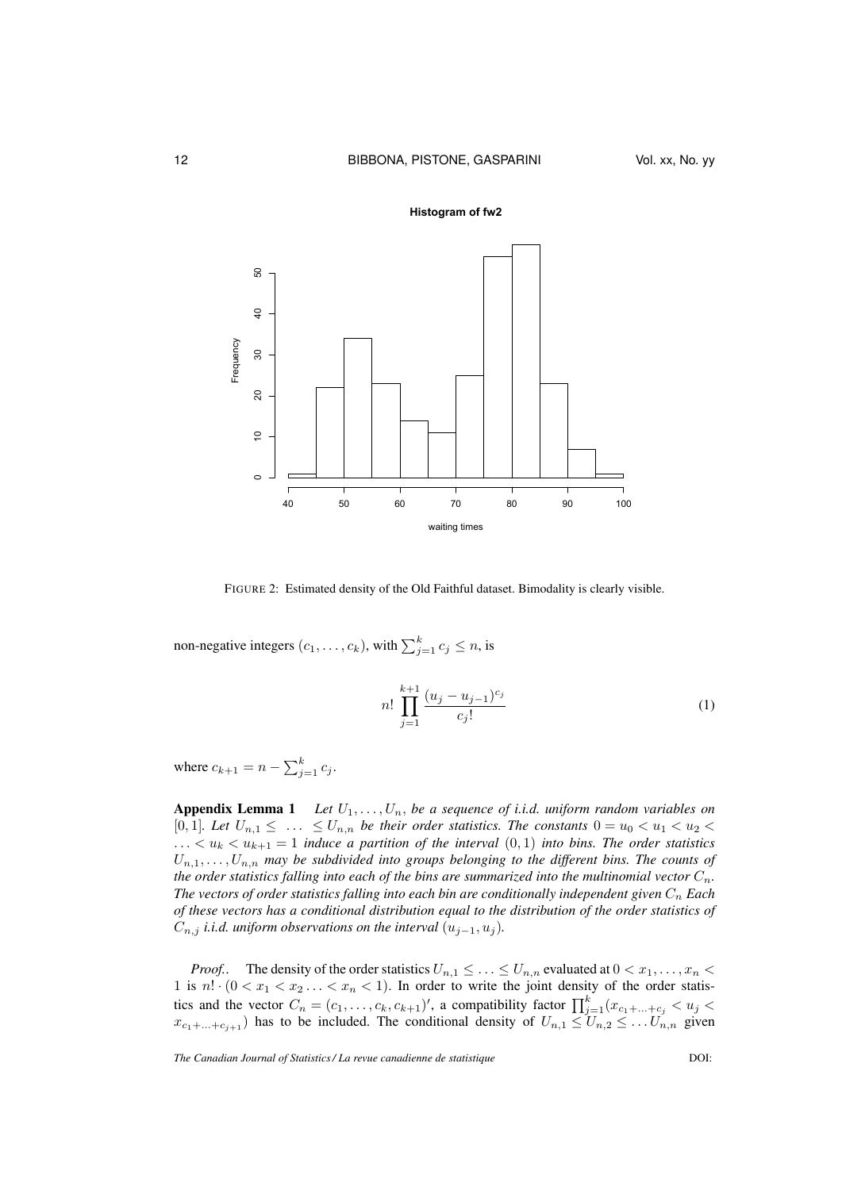FIGURE 2: Estimated density of the Old Faithful dataset. Bimodality is clearly visible.

non-negative integers $(c_1, \ldots, c_k)$, with $\sum_{j=1}^{k} c_j \leq n$, is

$$
n! \prod_{j=1}^{k+1} \frac{(u_j - u_{j-1})^{c_j}}{c_j!} \tag{1}
$$

where $c_{k+1} = n - \sum_{j=1}^{k} c_j$.

**Appendix Lemma 1** *Let $U_1, \ldots, U_n$, be a sequence of i.i.d. uniform random variables on $[0, 1]$. Let $U_{n,1} \leq \ldots \leq U_{n,n}$ be their order statistics. The constants $0 = u_0 < u_1 < u_2 < \ldots < u_k < u_{k+1} = 1$ induce a partition of the interval $(0, 1)$ into bins. The order statistics $U_{n,1}, \ldots, U_{n,n}$ may be subdivided into groups belonging to the different bins. The counts of the order statistics falling into each of the bins are summarized into the multinomial vector $C_n$. The vectors of order statistics falling into each bin are conditionally independent given $C_n$ Each of these vectors has a conditional distribution equal to the distribution of the order statistics of $C_{n,j}$ i.i.d. uniform observations on the interval $(u_{j-1}, u_j)$.*

*Proof.*. The density of the order statistics $U_{n,1} \leq \ldots \leq U_{n,n}$ evaluated at $0 < x_1, \ldots, x_n < 1$ is $n! \cdot (0 < x_1 < x_2 \ldots < x_n < 1)$. In order to write the joint density of the order statistics and the vector $C_n = (c_1, \ldots, c_k, c_{k+1})'$, a compatibility factor $\prod_{j=1}^{k} (x_{c_1+\ldots+c_j} < u_j < x_{c_1+\ldots+c_{j+1}})$ has to be included. The conditional density of $U_{n,1} \leq U_{n,2} \leq \ldots U_{n,n}$ given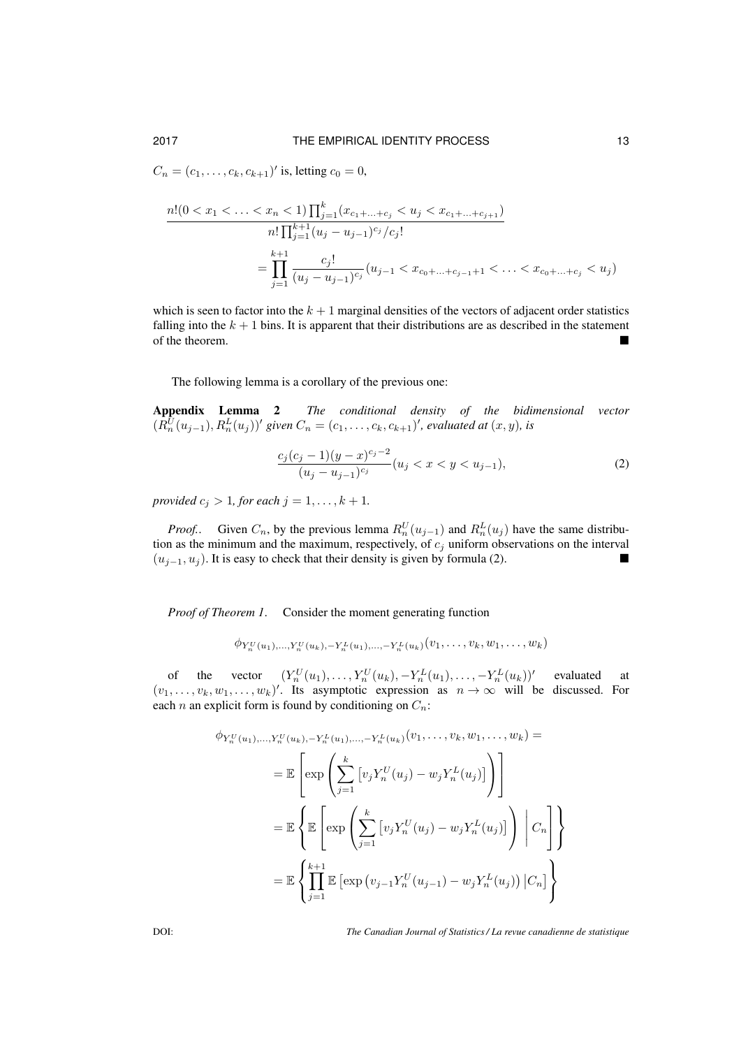$C_n = (c_1, \ldots, c_k, c_{k+1})'$ is, letting $c_0 = 0$,

$$\frac{n!(0 < x_1 < \ldots < x_n < 1) \prod_{j=1}^{k} (x_{c_1 + \ldots + c_j} < u_j < x_{c_1 + \ldots + c_{j+1}})}{n! \prod_{j=1}^{k+1} (u_j - u_{j-1})^{c_j} / c_j!}$$

$$= \prod_{j=1}^{k+1} \frac{c_j!}{(u_j - u_{j-1})^{c_j}} (u_{j-1} < x_{c_0 + \ldots + c_{j-1} + 1} < \ldots < x_{c_0 + \ldots + c_j} < u_j)$$

which is seen to factor into the $k+1$ marginal densities of the vectors of adjacent order statistics falling into the $k+1$ bins. It is apparent that their distributions are as described in the statement of the theorem. ∎

The following lemma is a corollary of the previous one:

**Appendix Lemma 2** *The conditional density of the bidimensional vector $(R_n^U(u_{j-1}), R_n^L(u_j))'$ given $C_n = (c_1, \ldots, c_k, c_{k+1})'$, evaluated at $(x, y)$, is*

$$\frac{c_j(c_j - 1)(y - x)^{c_j - 2}}{(u_j - u_{j-1})^{c_j}} (u_j < x < y < u_{j-1}), \tag{2}$$

*provided $c_j > 1$, for each $j = 1, \ldots, k+1$.*

*Proof.*. Given $C_n$, by the previous lemma $R_n^U(u_{j-1})$ and $R_n^L(u_j)$ have the same distribution as the minimum and the maximum, respectively, of $c_j$ uniform observations on the interval $(u_{j-1}, u_j)$. It is easy to check that their density is given by formula (2). ∎

*Proof of Theorem 1*. Consider the moment generating function

$$\phi_{Y_n^U(u_1), \ldots, Y_n^U(u_k), -Y_n^L(u_1), \ldots, -Y_n^L(u_k)}(v_1, \ldots, v_k, w_1, \ldots, w_k)$$

of the vector $(Y_n^U(u_1), \ldots, Y_n^U(u_k), -Y_n^L(u_1), \ldots, -Y_n^L(u_k))'$ evaluated at $(v_1, \ldots, v_k, w_1, \ldots, w_k)'$. Its asymptotic expression as $n \to \infty$ will be discussed. For each $n$ an explicit form is found by conditioning on $C_n$:

$$\phi_{Y_n^U(u_1), \ldots, Y_n^U(u_k), -Y_n^L(u_1), \ldots, -Y_n^L(u_k)}(v_1, \ldots, v_k, w_1, \ldots, w_k) =$$

$$= \mathbb{E}\left[\exp\left(\sum_{j=1}^{k} \left[v_j Y_n^U(u_j) - w_j Y_n^L(u_j)\right]\right)\right]$$

$$= \mathbb{E}\left\{\mathbb{E}\left[\exp\left(\sum_{j=1}^{k} \left[v_j Y_n^U(u_j) - w_j Y_n^L(u_j)\right]\right) \,\middle|\, C_n\right]\right\}$$

$$= \mathbb{E}\left\{\prod_{j=1}^{k+1} \mathbb{E}\left[\exp\left(v_{j-1} Y_n^U(u_{j-1}) - w_j Y_n^L(u_j)\right) \middle| C_n\right]\right\}$$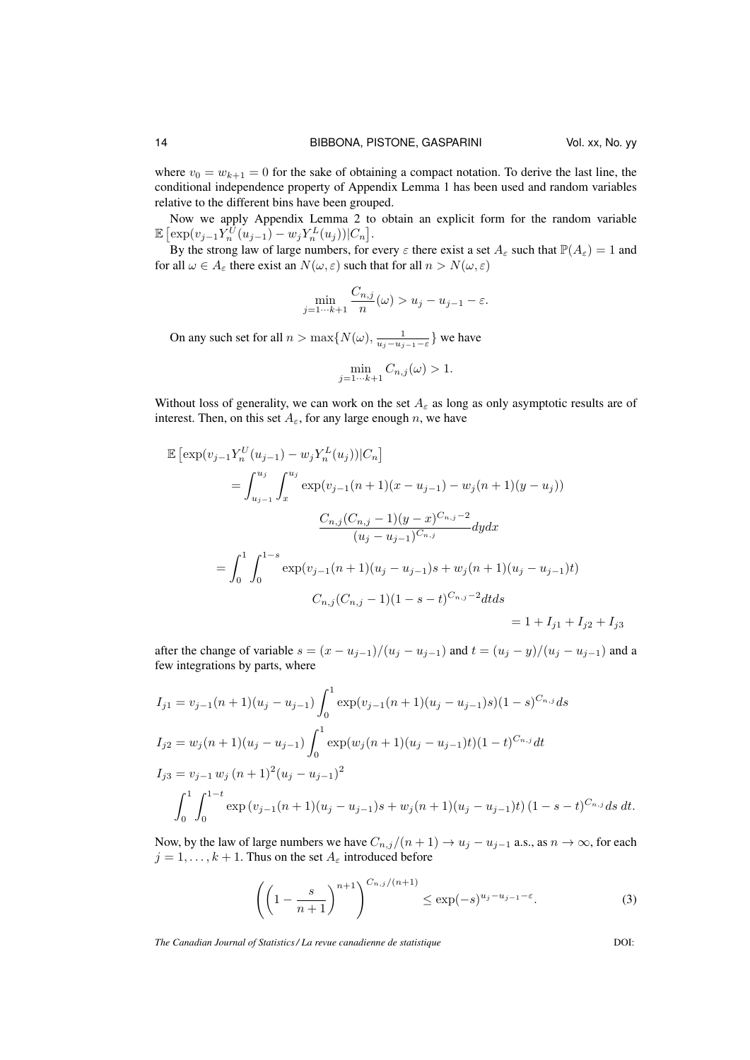where $v_0 = w_{k+1} = 0$ for the sake of obtaining a compact notation. To derive the last line, the conditional independence property of Appendix Lemma 1 has been used and random variables relative to the different bins have been grouped.

Now we apply Appendix Lemma 2 to obtain an explicit form for the random variable $\mathbb{E}\left[\exp(v_{j-1}Y_n^U(u_{j-1}) - w_j Y_n^L(u_j))|C_n\right]$.

By the strong law of large numbers, for every $\varepsilon$ there exist a set $A_\varepsilon$ such that $\mathbb{P}(A_\varepsilon) = 1$ and for all $\omega \in A_\varepsilon$ there exist an $N(\omega, \varepsilon)$ such that for all $n > N(\omega, \varepsilon)$

$$\min_{j=1\cdots k+1} \frac{C_{n,j}}{n}(\omega) > u_j - u_{j-1} - \varepsilon.$$

On any such set for all $n > \max\{N(\omega), \frac{1}{u_j - u_{j-1} - \varepsilon}\}$ we have

$$\min_{j=1\cdots k+1} C_{n,j}(\omega) > 1.$$

Without loss of generality, we can work on the set $A_\varepsilon$ as long as only asymptotic results are of interest. Then, on this set $A_\varepsilon$, for any large enough $n$, we have

$$\begin{aligned}
\mathbb{E}&\left[\exp(v_{j-1}Y_n^U(u_{j-1}) - w_j Y_n^L(u_j))|C_n\right] \\
&= \int_{u_{j-1}}^{u_j} \int_x^{u_j} \exp(v_{j-1}(n+1)(x - u_{j-1}) - w_j(n+1)(y - u_j)) \\
&\qquad \frac{C_{n,j}(C_{n,j}-1)(y-x)^{C_{n,j}-2}}{(u_j - u_{j-1})^{C_{n,j}}} dy dx \\
&= \int_0^1 \int_0^{1-s} \exp(v_{j-1}(n+1)(u_j - u_{j-1})s + w_j(n+1)(u_j - u_{j-1})t) \\
&\qquad C_{n,j}(C_{n,j}-1)(1-s-t)^{C_{n,j}-2} dt ds \\
&= 1 + I_{j1} + I_{j2} + I_{j3}
\end{aligned}$$

after the change of variable $s = (x - u_{j-1})/(u_j - u_{j-1})$ and $t = (u_j - y)/(u_j - u_{j-1})$ and a few integrations by parts, where

$$\begin{aligned}
I_{j1} &= v_{j-1}(n+1)(u_j - u_{j-1}) \int_0^1 \exp(v_{j-1}(n+1)(u_j - u_{j-1})s)(1-s)^{C_{n,j}} ds \\
I_{j2} &= w_j(n+1)(u_j - u_{j-1}) \int_0^1 \exp(w_j(n+1)(u_j - u_{j-1})t)(1-t)^{C_{n,j}} dt \\
I_{j3} &= v_{j-1}\, w_j\, (n+1)^2 (u_j - u_{j-1})^2 \\
&\quad \int_0^1 \int_0^{1-t} \exp\left(v_{j-1}(n+1)(u_j - u_{j-1})s + w_j(n+1)(u_j - u_{j-1})t\right)(1-s-t)^{C_{n,j}} ds\, dt.
\end{aligned}$$

Now, by the law of large numbers we have $C_{n,j}/(n+1) \to u_j - u_{j-1}$ a.s., as $n \to \infty$, for each $j = 1, \ldots, k+1$. Thus on the set $A_\varepsilon$ introduced before

$$\left(\left(1 - \frac{s}{n+1}\right)^{n+1}\right)^{C_{n,j}/(n+1)} \leq \exp(-s)^{u_j - u_{j-1} - \varepsilon}. \tag{3}$$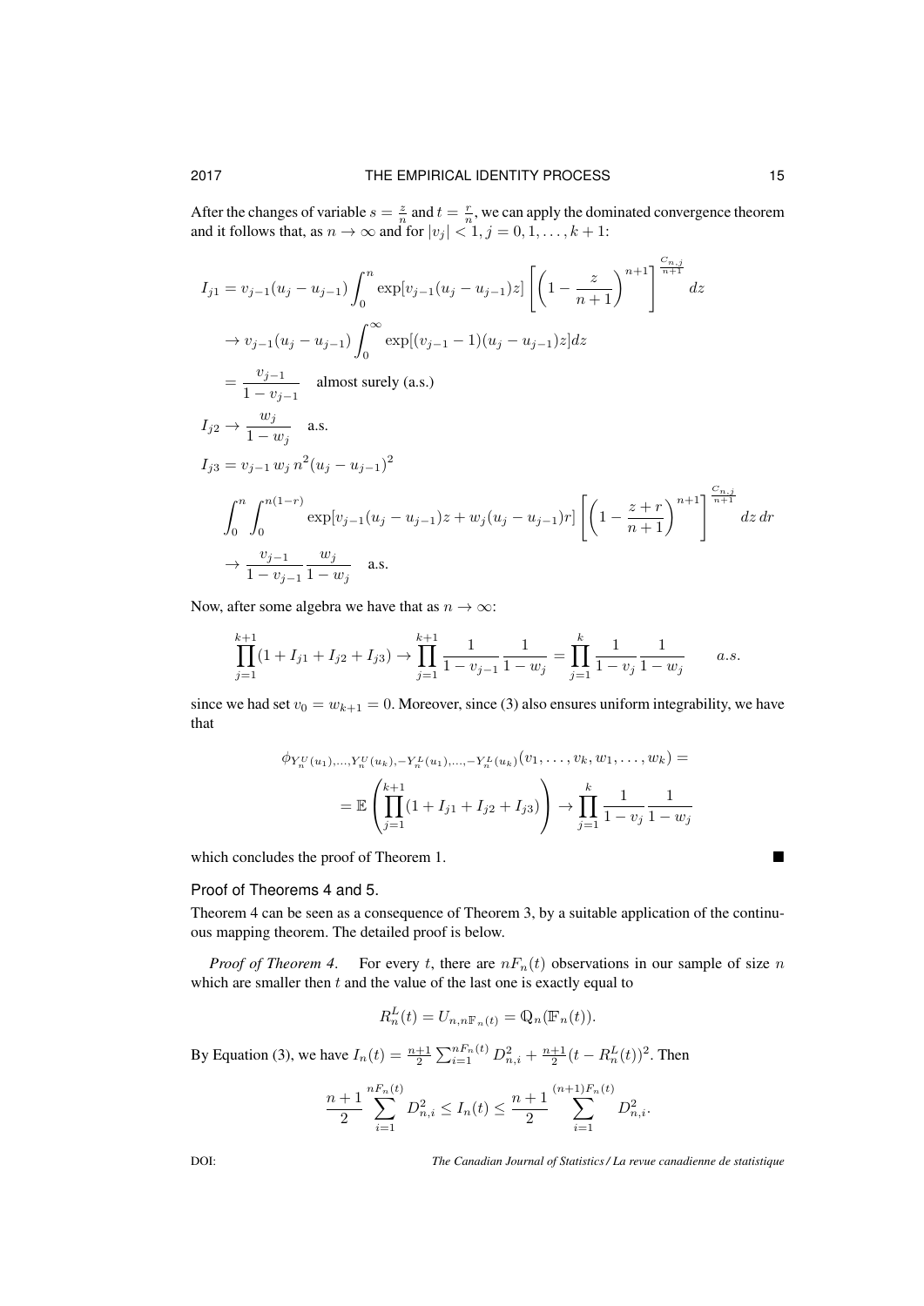After the changes of variable $s = \frac{z}{n}$ and $t = \frac{r}{n}$, we can apply the dominated convergence theorem and it follows that, as $n \to \infty$ and for $|v_j| < 1, j = 0, 1, \ldots, k+1$:

$$
\begin{aligned}
I_{j1} &= v_{j-1}(u_j - u_{j-1}) \int_0^n \exp[v_{j-1}(u_j - u_{j-1})z] \left[ \left(1 - \frac{z}{n+1}\right)^{n+1} \right]^{\frac{C_{n,j}}{n+1}} dz \\
&\to v_{j-1}(u_j - u_{j-1}) \int_0^\infty \exp[(v_{j-1} - 1)(u_j - u_{j-1})z] dz \\
&= \frac{v_{j-1}}{1 - v_{j-1}} \quad \text{almost surely (a.s.)} \\
I_{j2} &\to \frac{w_j}{1 - w_j} \quad \text{a.s.} \\
I_{j3} &= v_{j-1}\, w_j\, n^2 (u_j - u_{j-1})^2 \\
&\int_0^n \int_0^{n(1-r)} \exp[v_{j-1}(u_j - u_{j-1})z + w_j(u_j - u_{j-1})r] \left[ \left(1 - \frac{z+r}{n+1}\right)^{n+1} \right]^{\frac{C_{n,j}}{n+1}} dz\, dr \\
&\to \frac{v_{j-1}}{1 - v_{j-1}} \frac{w_j}{1 - w_j} \quad \text{a.s.}
\end{aligned}
$$

Now, after some algebra we have that as $n \to \infty$:

$$
\prod_{j=1}^{k+1} (1 + I_{j1} + I_{j2} + I_{j3}) \to \prod_{j=1}^{k+1} \frac{1}{1 - v_{j-1}} \frac{1}{1 - w_j} = \prod_{j=1}^{k} \frac{1}{1 - v_j} \frac{1}{1 - w_j} \qquad a.s.
$$

since we had set $v_0 = w_{k+1} = 0$. Moreover, since (3) also ensures uniform integrability, we have that

$$
\begin{aligned}
&\phi_{Y_n^U(u_1), \ldots, Y_n^U(u_k), -Y_n^L(u_1), \ldots, -Y_n^L(u_k)}(v_1, \ldots, v_k, w_1, \ldots, w_k) = \\
&= \mathbb{E}\left( \prod_{j=1}^{k+1} (1 + I_{j1} + I_{j2} + I_{j3}) \right) \to \prod_{j=1}^{k} \frac{1}{1 - v_j} \frac{1}{1 - w_j}
\end{aligned}
$$

which concludes the proof of Theorem 1. ■

### Proof of Theorems 4 and 5.

Theorem 4 can be seen as a consequence of Theorem 3, by a suitable application of the continuous mapping theorem. The detailed proof is below.

*Proof of Theorem 4.* For every $t$, there are $nF_n(t)$ observations in our sample of size $n$ which are smaller then $t$ and the value of the last one is exactly equal to

$$
R_n^L(t) = U_{n, n\mathbb{F}_n(t)} = \mathbb{Q}_n(\mathbb{F}_n(t)).
$$

By Equation (3), we have $I_n(t) = \frac{n+1}{2} \sum_{i=1}^{nF_n(t)} D_{n,i}^2 + \frac{n+1}{2}(t - R_n^L(t))^2$. Then

$$
\frac{n+1}{2} \sum_{i=1}^{nF_n(t)} D_{n,i}^2 \le I_n(t) \le \frac{n+1}{2} \sum_{i=1}^{(n+1)F_n(t)} D_{n,i}^2.
$$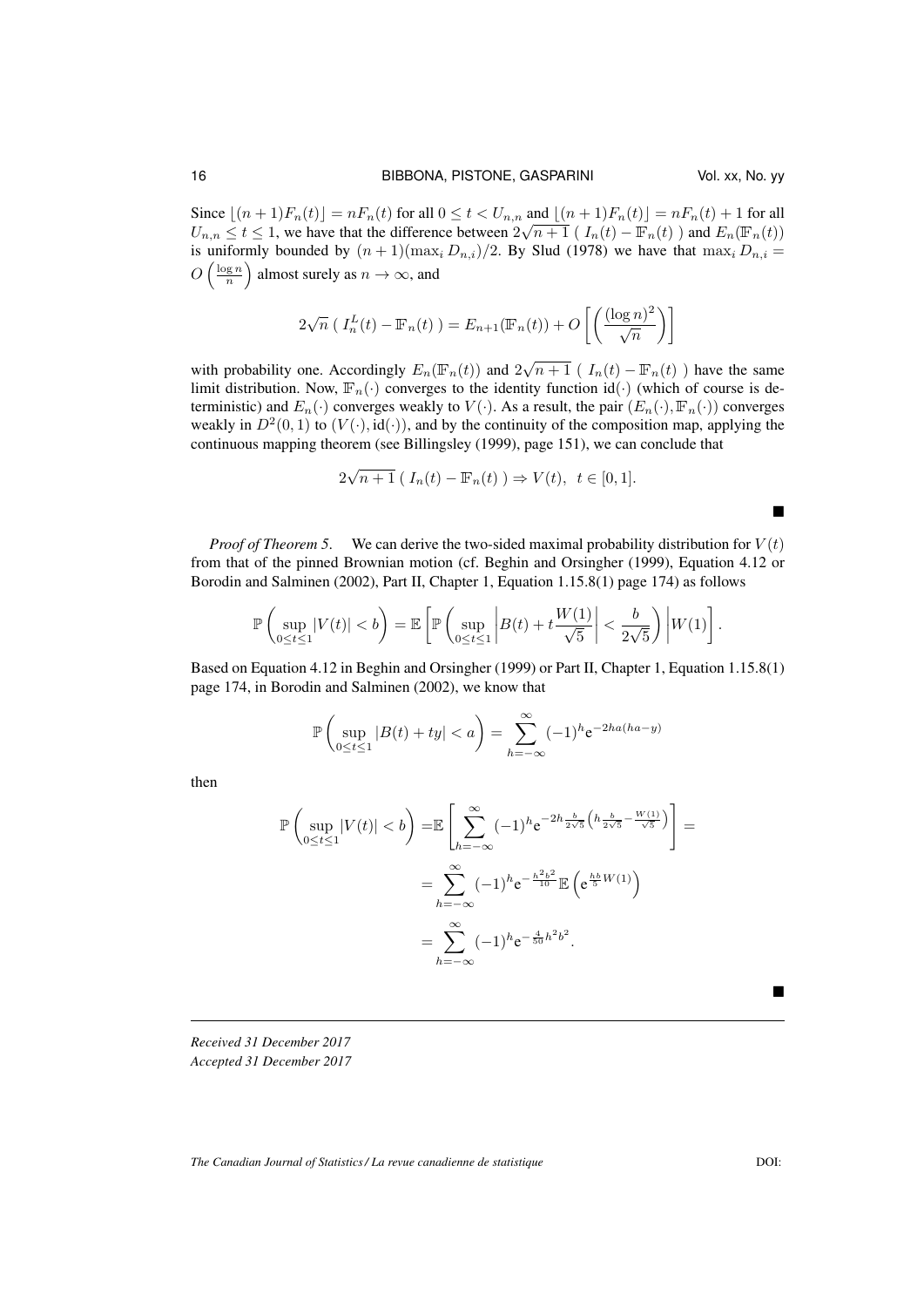Since $\lfloor (n+1)F_n(t) \rfloor = nF_n(t)$ for all $0 \le t < U_{n,n}$ and $\lfloor (n+1)F_n(t) \rfloor = nF_n(t) + 1$ for all $U_{n,n} \le t \le 1$, we have that the difference between $2\sqrt{n+1}\ (\ I_n(t) - \mathbb{F}_n(t)\ )$ and $E_n(\mathbb{F}_n(t))$ is uniformly bounded by $(n+1)(\max_i D_{n,i})/2$. By Slud (1978) we have that $\max_i D_{n,i} = O\left(\frac{\log n}{n}\right)$ almost surely as $n \to \infty$, and

$$2\sqrt{n}\ (\ I_n^L(t) - \mathbb{F}_n(t)\ ) = E_{n+1}(\mathbb{F}_n(t)) + O\left[\left(\frac{(\log n)^2}{\sqrt{n}}\right)\right]$$

with probability one. Accordingly $E_n(\mathbb{F}_n(t))$ and $2\sqrt{n+1}\ (\ I_n(t) - \mathbb{F}_n(t)\ )$ have the same limit distribution. Now, $\mathbb{F}_n(\cdot)$ converges to the identity function $\mathrm{id}(\cdot)$ (which of course is deterministic) and $E_n(\cdot)$ converges weakly to $V(\cdot)$. As a result, the pair $(E_n(\cdot), \mathbb{F}_n(\cdot))$ converges weakly in $D^2(0,1)$ to $(V(\cdot), \mathrm{id}(\cdot))$, and by the continuity of the composition map, applying the continuous mapping theorem (see Billingsley (1999), page 151), we can conclude that

$$2\sqrt{n+1}\ (\ I_n(t) - \mathbb{F}_n(t)\ ) \Rightarrow V(t), \ \ t \in [0,1].$$

■

*Proof of Theorem 5*. We can derive the two-sided maximal probability distribution for $V(t)$ from that of the pinned Brownian motion (cf. Beghin and Orsingher (1999), Equation 4.12 or Borodin and Salminen (2002), Part II, Chapter 1, Equation 1.15.8(1) page 174) as follows

$$\mathbb{P}\left(\sup_{0\le t\le 1} |V(t)| < b\right) = \mathbb{E}\left[\mathbb{P}\left(\sup_{0\le t\le 1}\left|B(t) + t\frac{W(1)}{\sqrt{5}}\right| < \frac{b}{2\sqrt{5}}\right)\middle| W(1)\right].$$

Based on Equation 4.12 in Beghin and Orsingher (1999) or Part II, Chapter 1, Equation 1.15.8(1) page 174, in Borodin and Salminen (2002), we know that

$$\mathbb{P}\left(\sup_{0\le t\le 1} |B(t) + ty| < a\right) = \sum_{h=-\infty}^{\infty} (-1)^h \mathrm{e}^{-2ha(ha-y)}$$

then

$$\begin{aligned}
\mathbb{P}\left(\sup_{0\le t\le 1} |V(t)| < b\right) =& \mathbb{E}\left[\sum_{h=-\infty}^{\infty} (-1)^h \mathrm{e}^{-2h\frac{b}{2\sqrt{5}}\left(h\frac{b}{2\sqrt{5}} - \frac{W(1)}{\sqrt{5}}\right)}\right] = \\
&= \sum_{h=-\infty}^{\infty} (-1)^h \mathrm{e}^{-\frac{h^2 b^2}{10}} \mathbb{E}\left(\mathrm{e}^{\frac{hb}{5}W(1)}\right) \\
&= \sum_{h=-\infty}^{\infty} (-1)^h \mathrm{e}^{-\frac{4}{50}h^2 b^2}.
\end{aligned}$$

■

*Received 31 December 2017*
*Accepted 31 December 2017*